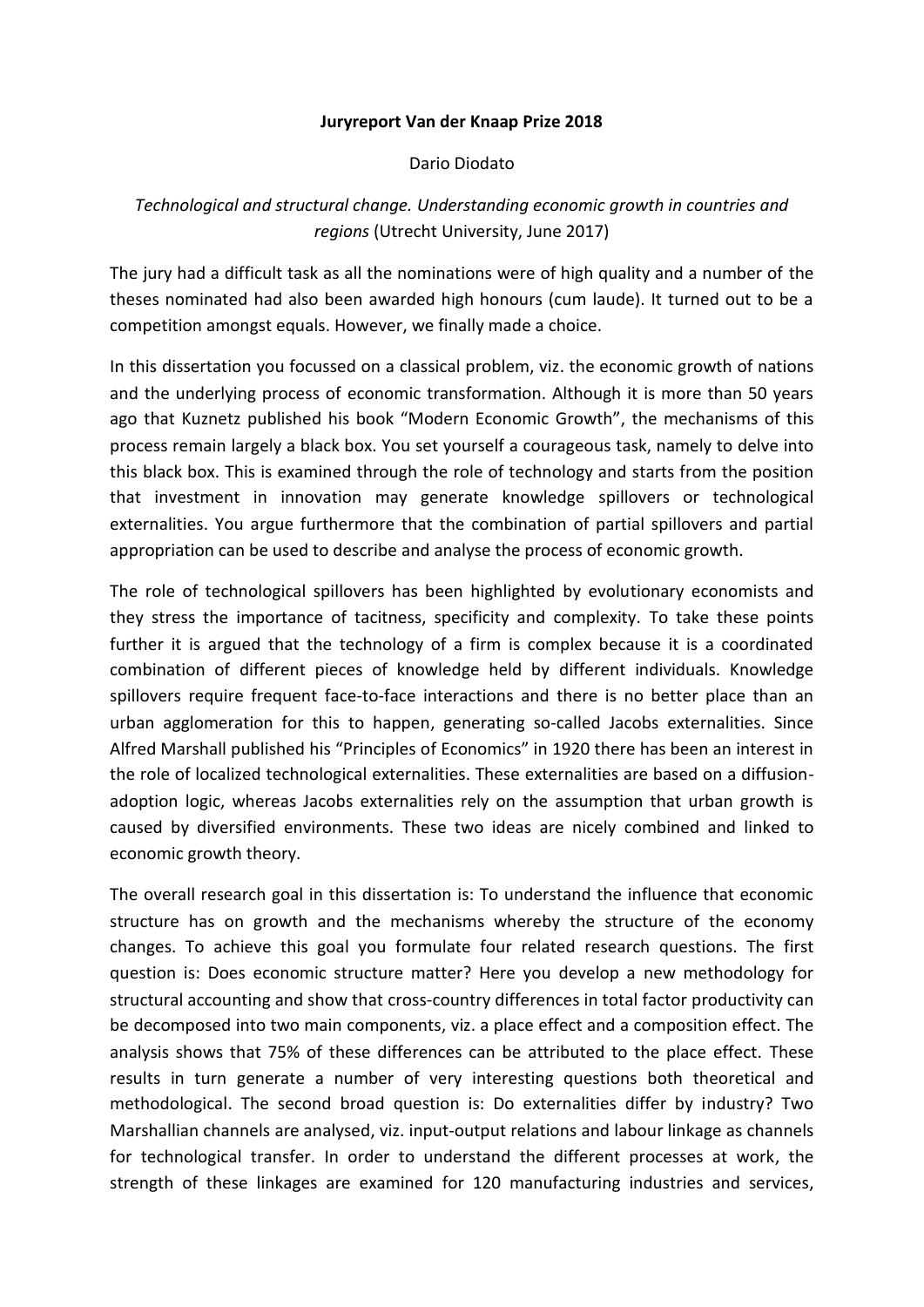**Juryreport Van der Knaap Prize 2018**

Dario Diodato

*Technological and structural change. Understanding economic growth in countries and regions* (Utrecht University, June 2017)

The jury had a difficult task as all the nominations were of high quality and a number of the theses nominated had also been awarded high honours (cum laude). It turned out to be a competition amongst equals. However, we finally made a choice.

In this dissertation you focussed on a classical problem, viz. the economic growth of nations and the underlying process of economic transformation. Although it is more than 50 years ago that Kuznetz published his book "Modern Economic Growth", the mechanisms of this process remain largely a black box. You set yourself a courageous task, namely to delve into this black box. This is examined through the role of technology and starts from the position that investment in innovation may generate knowledge spillovers or technological externalities. You argue furthermore that the combination of partial spillovers and partial appropriation can be used to describe and analyse the process of economic growth.

The role of technological spillovers has been highlighted by evolutionary economists and they stress the importance of tacitness, specificity and complexity. To take these points further it is argued that the technology of a firm is complex because it is a coordinated combination of different pieces of knowledge held by different individuals. Knowledge spillovers require frequent face-to-face interactions and there is no better place than an urban agglomeration for this to happen, generating so-called Jacobs externalities. Since Alfred Marshall published his "Principles of Economics" in 1920 there has been an interest in the role of localized technological externalities. These externalities are based on a diffusion-adoption logic, whereas Jacobs externalities rely on the assumption that urban growth is caused by diversified environments. These two ideas are nicely combined and linked to economic growth theory.

The overall research goal in this dissertation is: To understand the influence that economic structure has on growth and the mechanisms whereby the structure of the economy changes. To achieve this goal you formulate four related research questions. The first question is: Does economic structure matter? Here you develop a new methodology for structural accounting and show that cross-country differences in total factor productivity can be decomposed into two main components, viz. a place effect and a composition effect. The analysis shows that 75% of these differences can be attributed to the place effect. These results in turn generate a number of very interesting questions both theoretical and methodological. The second broad question is: Do externalities differ by industry? Two Marshallian channels are analysed, viz. input-output relations and labour linkage as channels for technological transfer. In order to understand the different processes at work, the strength of these linkages are examined for 120 manufacturing industries and services,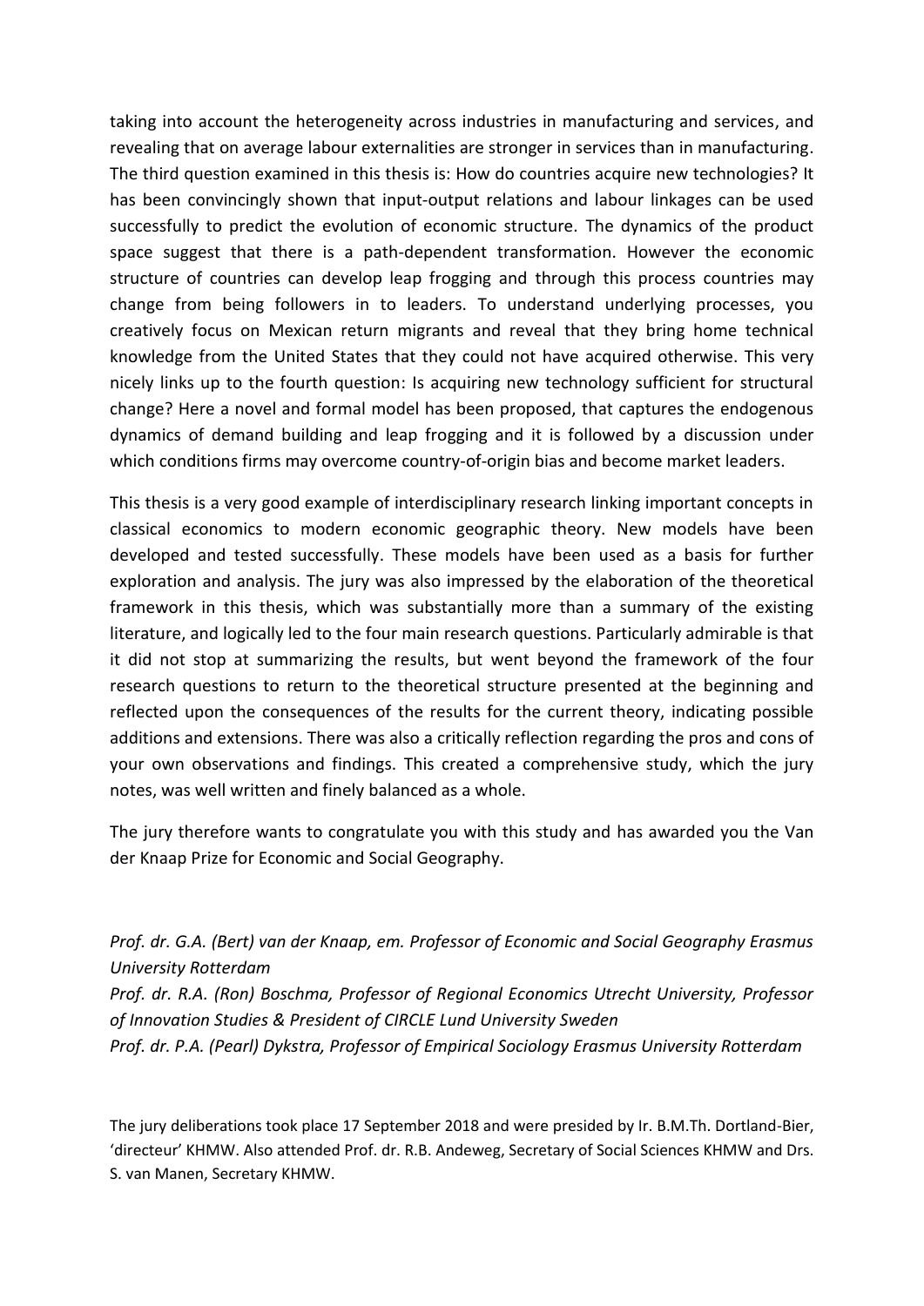taking into account the heterogeneity across industries in manufacturing and services, and revealing that on average labour externalities are stronger in services than in manufacturing. The third question examined in this thesis is: How do countries acquire new technologies? It has been convincingly shown that input-output relations and labour linkages can be used successfully to predict the evolution of economic structure. The dynamics of the product space suggest that there is a path-dependent transformation. However the economic structure of countries can develop leap frogging and through this process countries may change from being followers in to leaders. To understand underlying processes, you creatively focus on Mexican return migrants and reveal that they bring home technical knowledge from the United States that they could not have acquired otherwise. This very nicely links up to the fourth question: Is acquiring new technology sufficient for structural change? Here a novel and formal model has been proposed, that captures the endogenous dynamics of demand building and leap frogging and it is followed by a discussion under which conditions firms may overcome country-of-origin bias and become market leaders.

This thesis is a very good example of interdisciplinary research linking important concepts in classical economics to modern economic geographic theory. New models have been developed and tested successfully. These models have been used as a basis for further exploration and analysis. The jury was also impressed by the elaboration of the theoretical framework in this thesis, which was substantially more than a summary of the existing literature, and logically led to the four main research questions. Particularly admirable is that it did not stop at summarizing the results, but went beyond the framework of the four research questions to return to the theoretical structure presented at the beginning and reflected upon the consequences of the results for the current theory, indicating possible additions and extensions. There was also a critically reflection regarding the pros and cons of your own observations and findings. This created a comprehensive study, which the jury notes, was well written and finely balanced as a whole.

The jury therefore wants to congratulate you with this study and has awarded you the Van der Knaap Prize for Economic and Social Geography.

*Prof. dr. G.A. (Bert) van der Knaap, em. Professor of Economic and Social Geography Erasmus University Rotterdam*
*Prof. dr. R.A. (Ron) Boschma, Professor of Regional Economics Utrecht University, Professor of Innovation Studies & President of CIRCLE Lund University Sweden*
*Prof. dr. P.A. (Pearl) Dykstra, Professor of Empirical Sociology Erasmus University Rotterdam*

The jury deliberations took place 17 September 2018 and were presided by Ir. B.M.Th. Dortland-Bier, 'directeur' KHMW. Also attended Prof. dr. R.B. Andeweg, Secretary of Social Sciences KHMW and Drs. S. van Manen, Secretary KHMW.